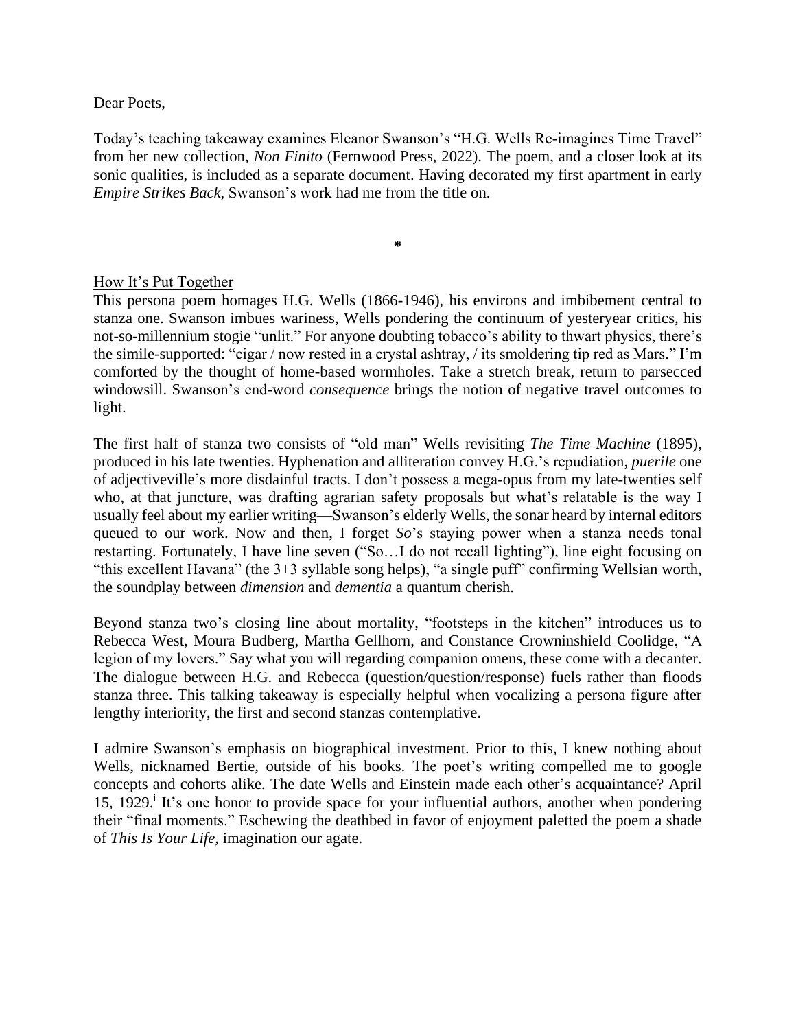Dear Poets,

Today's teaching takeaway examines Eleanor Swanson's "H.G. Wells Re-imagines Time Travel" from her new collection, *Non Finito* (Fernwood Press, 2022). The poem, and a closer look at its sonic qualities, is included as a separate document. Having decorated my first apartment in early *Empire Strikes Back*, Swanson's work had me from the title on.

*

How It's Put Together

This persona poem homages H.G. Wells (1866-1946), his environs and imbibement central to stanza one. Swanson imbues wariness, Wells pondering the continuum of yesteryear critics, his not-so-millennium stogie "unlit." For anyone doubting tobacco's ability to thwart physics, there's the simile-supported: "cigar / now rested in a crystal ashtray, / its smoldering tip red as Mars." I'm comforted by the thought of home-based wormholes. Take a stretch break, return to parsecced windowsill. Swanson's end-word *consequence* brings the notion of negative travel outcomes to light.

The first half of stanza two consists of "old man" Wells revisiting *The Time Machine* (1895), produced in his late twenties. Hyphenation and alliteration convey H.G.'s repudiation, *puerile* one of adjectiveville's more disdainful tracts. I don't possess a mega-opus from my late-twenties self who, at that juncture, was drafting agrarian safety proposals but what's relatable is the way I usually feel about my earlier writing—Swanson's elderly Wells, the sonar heard by internal editors queued to our work. Now and then, I forget *So*'s staying power when a stanza needs tonal restarting. Fortunately, I have line seven ("So…I do not recall lighting"), line eight focusing on "this excellent Havana" (the 3+3 syllable song helps), "a single puff" confirming Wellsian worth, the soundplay between *dimension* and *dementia* a quantum cherish.

Beyond stanza two's closing line about mortality, "footsteps in the kitchen" introduces us to Rebecca West, Moura Budberg, Martha Gellhorn, and Constance Crowninshield Coolidge, "A legion of my lovers." Say what you will regarding companion omens, these come with a decanter. The dialogue between H.G. and Rebecca (question/question/response) fuels rather than floods stanza three. This talking takeaway is especially helpful when vocalizing a persona figure after lengthy interiority, the first and second stanzas contemplative.

I admire Swanson's emphasis on biographical investment. Prior to this, I knew nothing about Wells, nicknamed Bertie, outside of his books. The poet's writing compelled me to google concepts and cohorts alike. The date Wells and Einstein made each other's acquaintance? April 15, 1929.[i] It's one honor to provide space for your influential authors, another when pondering their "final moments." Eschewing the deathbed in favor of enjoyment paletted the poem a shade of *This Is Your Life*, imagination our agate.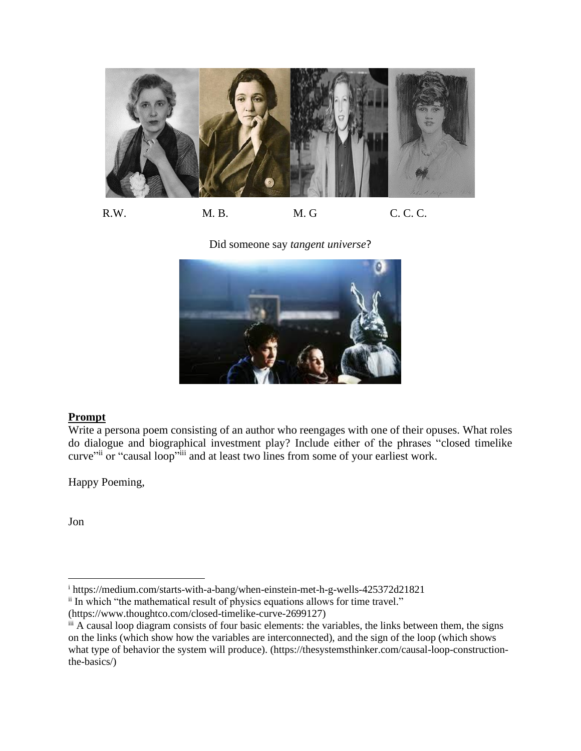R.W. M. B. M. G C. C. C.

Did someone say *tangent universe*?

**Prompt**

Write a persona poem consisting of an author who reengages with one of their opuses. What roles do dialogue and biographical investment play? Include either of the phrases "closed timelike curve"[ii] or "causal loop"[iii] and at least two lines from some of your earliest work.

Happy Poeming,

Jon

---

[i] https://medium.com/starts-with-a-bang/when-einstein-met-h-g-wells-425372d21821

[ii] In which "the mathematical result of physics equations allows for time travel." (https://www.thoughtco.com/closed-timelike-curve-2699127)

[iii] A causal loop diagram consists of four basic elements: the variables, the links between them, the signs on the links (which show how the variables are interconnected), and the sign of the loop (which shows what type of behavior the system will produce). (https://thesystemsthinker.com/causal-loop-construction-the-basics/)